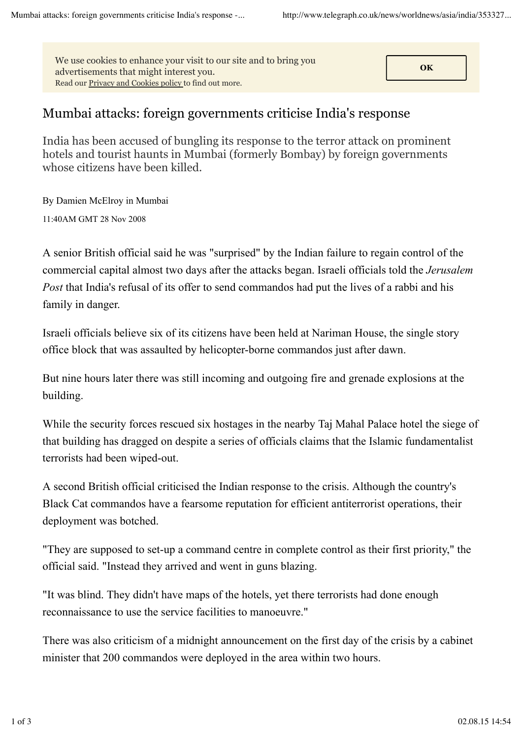We use cookies to enhance your visit to our site and to bring you advertisements that might interest you.
Read our Privacy and Cookies policy to find out more.

OK

# Mumbai attacks: foreign governments criticise India's response

India has been accused of bungling its response to the terror attack on prominent hotels and tourist haunts in Mumbai (formerly Bombay) by foreign governments whose citizens have been killed.

By Damien McElroy in Mumbai

11:40AM GMT 28 Nov 2008

A senior British official said he was "surprised" by the Indian failure to regain control of the commercial capital almost two days after the attacks began. Israeli officials told the *Jerusalem Post* that India's refusal of its offer to send commandos had put the lives of a rabbi and his family in danger.

Israeli officials believe six of its citizens have been held at Nariman House, the single story office block that was assaulted by helicopter-borne commandos just after dawn.

But nine hours later there was still incoming and outgoing fire and grenade explosions at the building.

While the security forces rescued six hostages in the nearby Taj Mahal Palace hotel the siege of that building has dragged on despite a series of officials claims that the Islamic fundamentalist terrorists had been wiped-out.

A second British official criticised the Indian response to the crisis. Although the country's Black Cat commandos have a fearsome reputation for efficient antiterrorist operations, their deployment was botched.

"They are supposed to set-up a command centre in complete control as their first priority," the official said. "Instead they arrived and went in guns blazing.

"It was blind. They didn't have maps of the hotels, yet there terrorists had done enough reconnaissance to use the service facilities to manoeuvre."

There was also criticism of a midnight announcement on the first day of the crisis by a cabinet minister that 200 commandos were deployed in the area within two hours.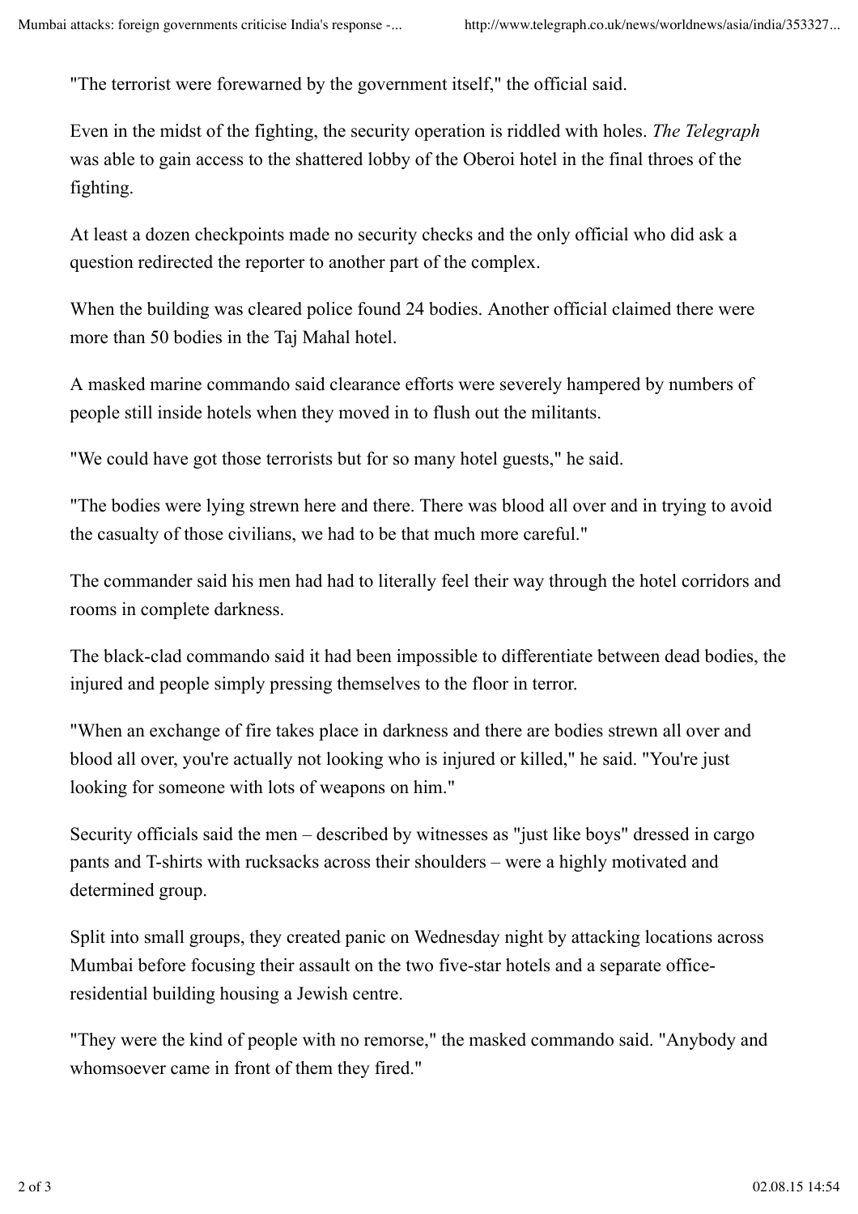"The terrorist were forewarned by the government itself," the official said.

Even in the midst of the fighting, the security operation is riddled with holes. *The Telegraph* was able to gain access to the shattered lobby of the Oberoi hotel in the final throes of the fighting.

At least a dozen checkpoints made no security checks and the only official who did ask a question redirected the reporter to another part of the complex.

When the building was cleared police found 24 bodies. Another official claimed there were more than 50 bodies in the Taj Mahal hotel.

A masked marine commando said clearance efforts were severely hampered by numbers of people still inside hotels when they moved in to flush out the militants.

"We could have got those terrorists but for so many hotel guests," he said.

"The bodies were lying strewn here and there. There was blood all over and in trying to avoid the casualty of those civilians, we had to be that much more careful."

The commander said his men had had to literally feel their way through the hotel corridors and rooms in complete darkness.

The black-clad commando said it had been impossible to differentiate between dead bodies, the injured and people simply pressing themselves to the floor in terror.

"When an exchange of fire takes place in darkness and there are bodies strewn all over and blood all over, you're actually not looking who is injured or killed," he said. "You're just looking for someone with lots of weapons on him."

Security officials said the men – described by witnesses as "just like boys" dressed in cargo pants and T-shirts with rucksacks across their shoulders – were a highly motivated and determined group.

Split into small groups, they created panic on Wednesday night by attacking locations across Mumbai before focusing their assault on the two five-star hotels and a separate office-residential building housing a Jewish centre.

"They were the kind of people with no remorse," the masked commando said. "Anybody and whomsoever came in front of them they fired."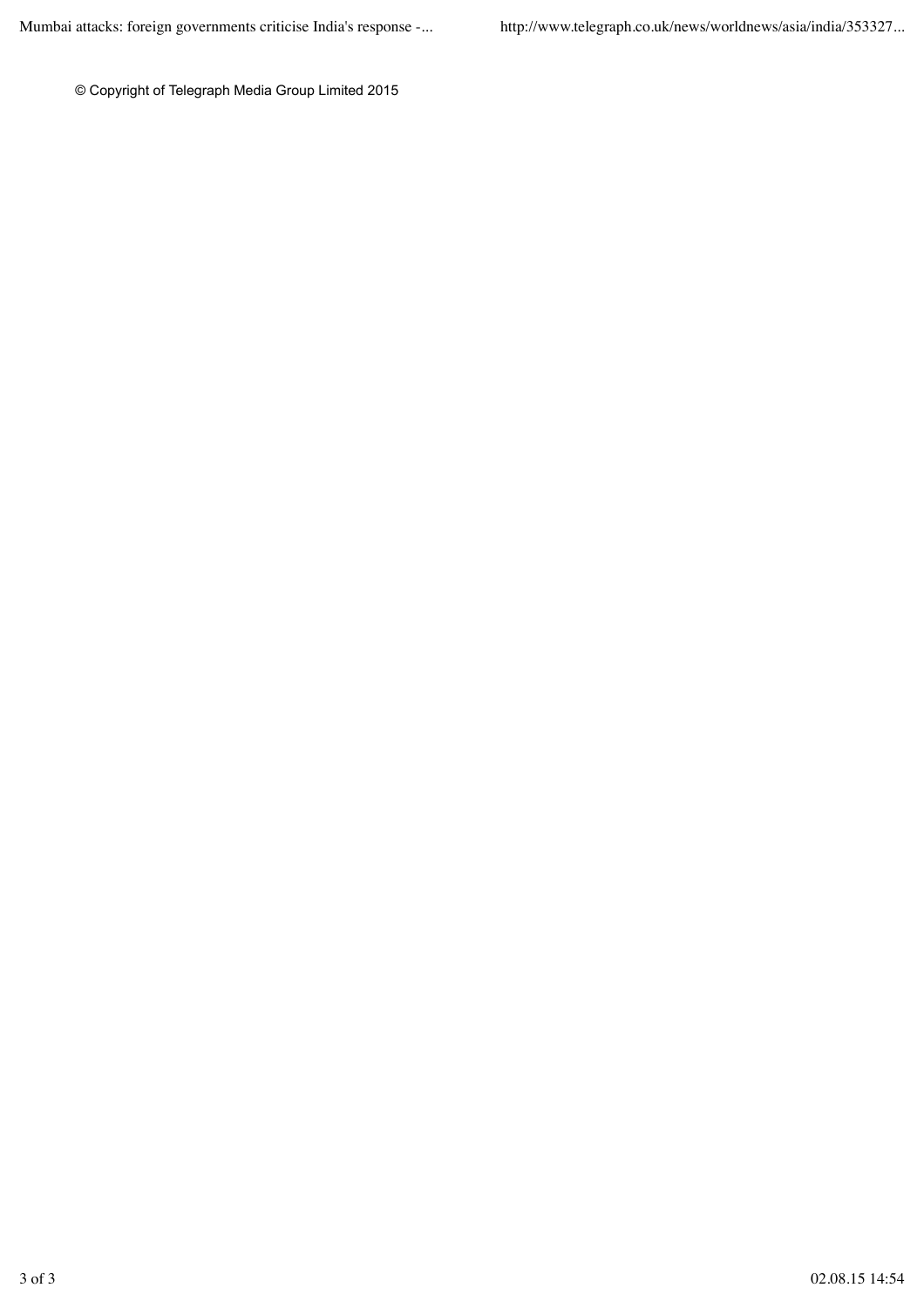© Copyright of Telegraph Media Group Limited 2015